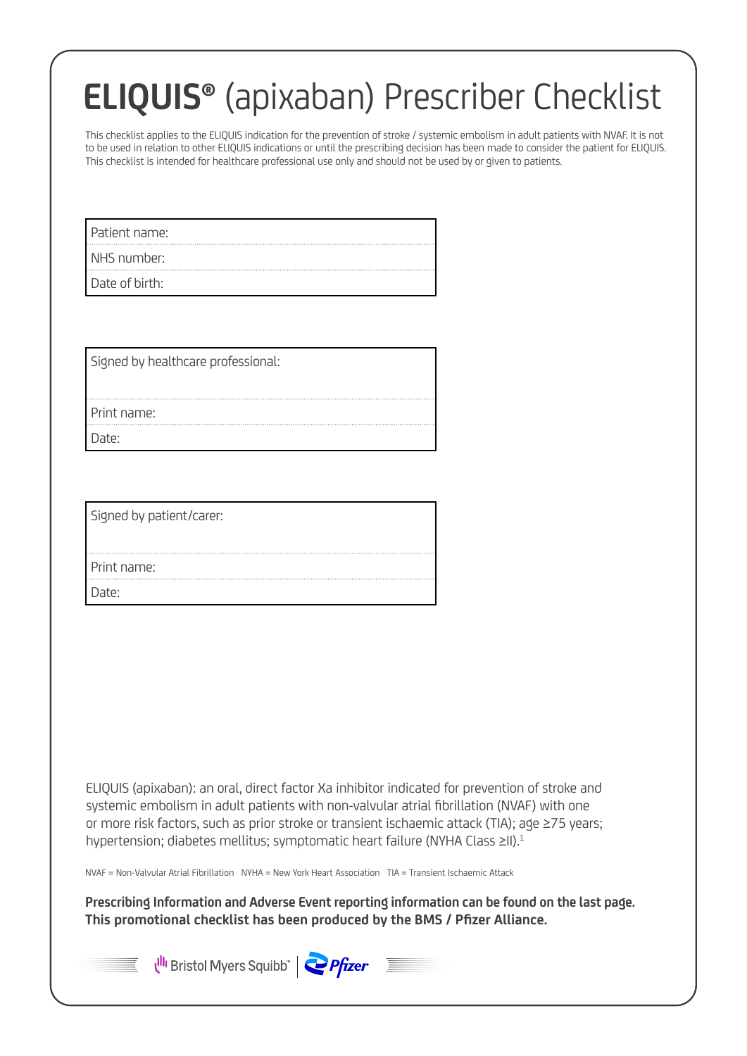# **ELIQUIS®** (apixaban) Prescriber Checklist

This checklist applies to the ELIQUIS indication for the prevention of stroke / systemic embolism in adult patients with NVAF. It is not to be used in relation to other ELIQUIS indications or until the prescribing decision has been made to consider the patient for ELIQUIS. This checklist is intended for healthcare professional use only and should not be used by or given to patients.

| Patient name: |
|---|
| NHS number: |
| Date of birth: |

| Signed by healthcare professional: |
|---|
| Print name: |
| Date: |

| Signed by patient/carer: |
|---|
| Print name: |
| Date: |

ELIQUIS (apixaban): an oral, direct factor Xa inhibitor indicated for prevention of stroke and systemic embolism in adult patients with non-valvular atrial fibrillation (NVAF) with one or more risk factors, such as prior stroke or transient ischaemic attack (TIA); age ≥75 years; hypertension; diabetes mellitus; symptomatic heart failure (NYHA Class ≥II).[1]

NVAF = Non-Valvular Atrial Fibrillation NYHA = New York Heart Association TIA = Transient Ischaemic Attack

**Prescribing Information and Adverse Event reporting information can be found on the last page.**
**This promotional checklist has been produced by the BMS / Pfizer Alliance.**

Bristol Myers Squibb™ | Pfizer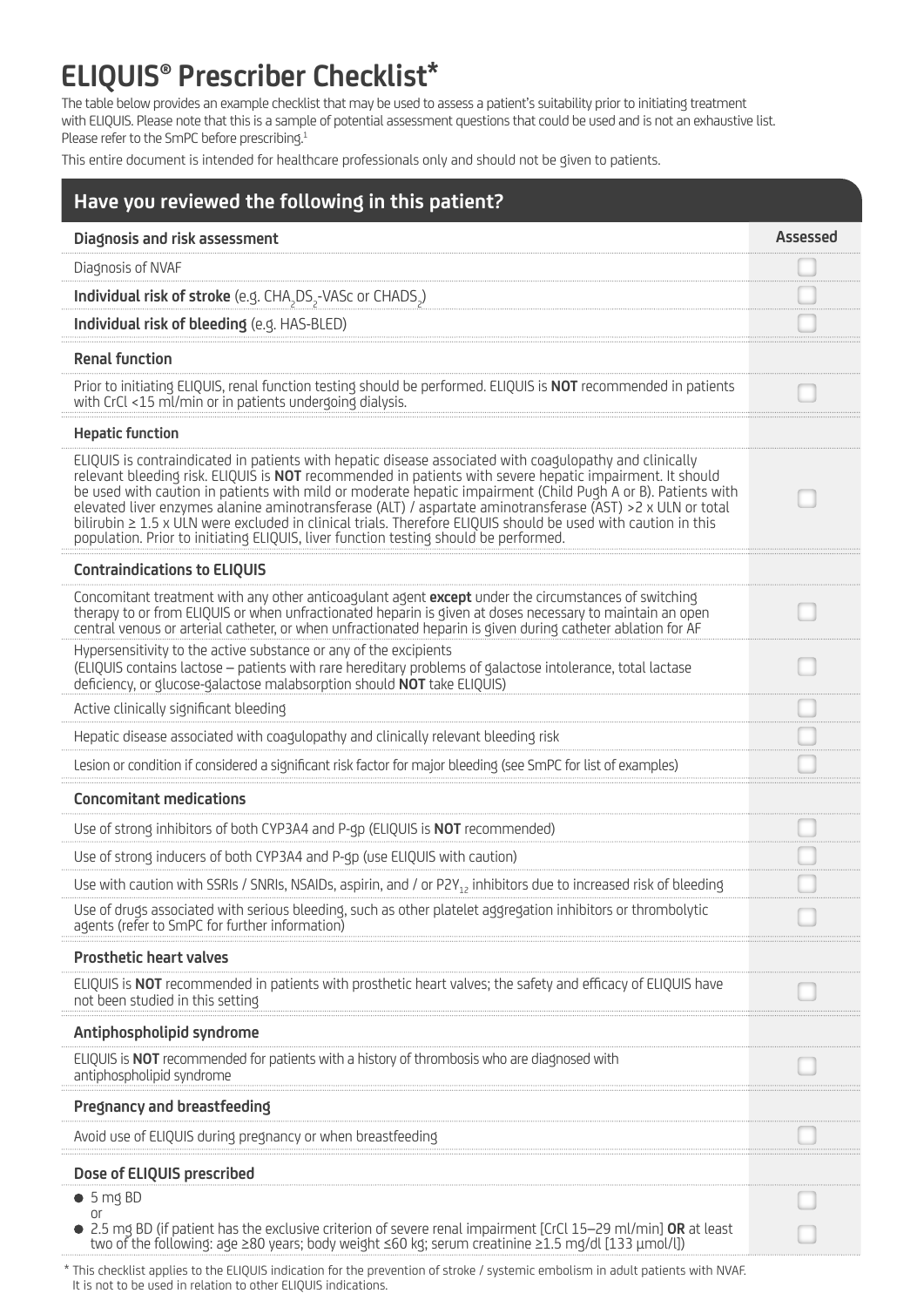# ELIQUIS® Prescriber Checklist*

The table below provides an example checklist that may be used to assess a patient's suitability prior to initiating treatment with ELIQUIS. Please note that this is a sample of potential assessment questions that could be used and is not an exhaustive list. Please refer to the SmPC before prescribing.[1]

This entire document is intended for healthcare professionals only and should not be given to patients.

## Have you reviewed the following in this patient?

| **Diagnosis and risk assessment** | **Assessed** |
|---|---|
| Diagnosis of NVAF | ☐ |
| **Individual risk of stroke** (e.g. $CHA_2DS_2$-VASc or $CHADS_2$) | ☐ |
| **Individual risk of bleeding** (e.g. HAS-BLED) | ☐ |
| **Renal function** | |
| Prior to initiating ELIQUIS, renal function testing should be performed. ELIQUIS is **NOT** recommended in patients with CrCl <15 ml/min or in patients undergoing dialysis. | ☐ |
| **Hepatic function** | |
| ELIQUIS is contraindicated in patients with hepatic disease associated with coagulopathy and clinically relevant bleeding risk. ELIQUIS is **NOT** recommended in patients with severe hepatic impairment. It should be used with caution in patients with mild or moderate hepatic impairment (Child Pugh A or B). Patients with elevated liver enzymes alanine aminotransferase (ALT) / aspartate aminotransferase (AST) >2 x ULN or total bilirubin ≥ 1.5 x ULN were excluded in clinical trials. Therefore ELIQUIS should be used with caution in this population. Prior to initiating ELIQUIS, liver function testing should be performed. | ☐ |
| **Contraindications to ELIQUIS** | |
| Concomitant treatment with any other anticoagulant agent **except** under the circumstances of switching therapy to or from ELIQUIS or when unfractionated heparin is given at doses necessary to maintain an open central venous or arterial catheter, or when unfractionated heparin is given during catheter ablation for AF | ☐ |
| Hypersensitivity to the active substance or any of the excipients (ELIQUIS contains lactose – patients with rare hereditary problems of galactose intolerance, total lactase deficiency, or glucose-galactose malabsorption should **NOT** take ELIQUIS) | ☐ |
| Active clinically significant bleeding | ☐ |
| Hepatic disease associated with coagulopathy and clinically relevant bleeding risk | ☐ |
| Lesion or condition if considered a significant risk factor for major bleeding (see SmPC for list of examples) | ☐ |
| **Concomitant medications** | |
| Use of strong inhibitors of both CYP3A4 and P-gp (ELIQUIS is **NOT** recommended) | ☐ |
| Use of strong inducers of both CYP3A4 and P-gp (use ELIQUIS with caution) | ☐ |
| Use with caution with SSRIs / SNRIs, NSAIDs, aspirin, and / or $P2Y_{12}$ inhibitors due to increased risk of bleeding | ☐ |
| Use of drugs associated with serious bleeding, such as other platelet aggregation inhibitors or thrombolytic agents (refer to SmPC for further information) | ☐ |
| **Prosthetic heart valves** | |
| ELIQUIS is **NOT** recommended in patients with prosthetic heart valves; the safety and efficacy of ELIQUIS have not been studied in this setting | ☐ |
| **Antiphospholipid syndrome** | |
| ELIQUIS is **NOT** recommended for patients with a history of thrombosis who are diagnosed with antiphospholipid syndrome | ☐ |
| **Pregnancy and breastfeeding** | |
| Avoid use of ELIQUIS during pregnancy or when breastfeeding | ☐ |
| **Dose of ELIQUIS prescribed** | |
| • 5 mg BD | ☐ |
| or | |
| • 2.5 mg BD (if patient has the exclusive criterion of severe renal impairment [CrCl 15–29 ml/min] **OR** at least two of the following: age ≥80 years; body weight ≤60 kg; serum creatinine ≥1.5 mg/dl [133 μmol/l]) | ☐ |

\* This checklist applies to the ELIQUIS indication for the prevention of stroke / systemic embolism in adult patients with NVAF. It is not to be used in relation to other ELIQUIS indications.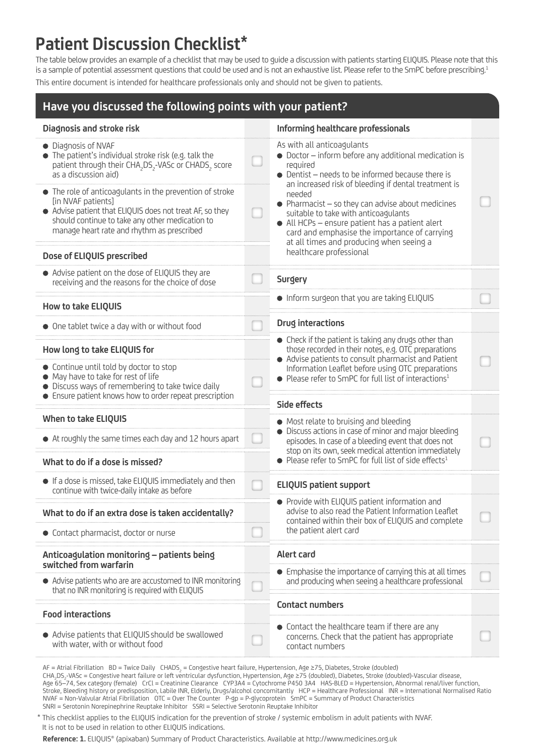# Patient Discussion Checklist*

The table below provides an example of a checklist that may be used to guide a discussion with patients starting ELIQUIS. Please note that this is a sample of potential assessment questions that could be used and is not an exhaustive list. Please refer to the SmPC before prescribing.[1]

This entire document is intended for healthcare professionals only and should not be given to patients.

## Have you discussed the following points with your patient?

### Diagnosis and stroke risk

- Diagnosis of NVAF
- The patient's individual stroke risk (e.g. talk the patient through their $CHA_2DS_2$-VASc or $CHADS_2$ score as a discussion aid) ☐

- The role of anticoagulants in the prevention of stroke [in NVAF patients]
- Advise patient that ELIQUIS does not treat AF, so they should continue to take any other medication to manage heart rate and rhythm as prescribed ☐

### Dose of ELIQUIS prescribed

- Advise patient on the dose of ELIQUIS they are receiving and the reasons for the choice of dose ☐

### How to take ELIQUIS

- One tablet twice a day with or without food ☐

### How long to take ELIQUIS for

- Continue until told by doctor to stop
- May have to take for rest of life
- Discuss ways of remembering to take twice daily
- Ensure patient knows how to order repeat prescription ☐

### When to take ELIQUIS

- At roughly the same times each day and 12 hours apart ☐

### What to do if a dose is missed?

- If a dose is missed, take ELIQUIS immediately and then continue with twice-daily intake as before ☐

### What to do if an extra dose is taken accidentally?

- Contact pharmacist, doctor or nurse ☐

### Anticoagulation monitoring – patients being switched from warfarin

- Advise patients who are are accustomed to INR monitoring that no INR monitoring is required with ELIQUIS ☐

### Food interactions

- Advise patients that ELIQUIS should be swallowed with water, with or without food ☐

### Informing healthcare professionals

As with all anticoagulants

- Doctor – inform before any additional medication is required
- Dentist – needs to be informed because there is an increased risk of bleeding if dental treatment is needed
- Pharmacist – so they can advise about medicines suitable to take with anticoagulants
- All HCPs – ensure patient has a patient alert card and emphasise the importance of carrying at all times and producing when seeing a healthcare professional ☐

### Surgery

- Inform surgeon that you are taking ELIQUIS ☐

### Drug interactions

- Check if the patient is taking any drugs other than those recorded in their notes, e.g. OTC preparations
- Advise patients to consult pharmacist and Patient Information Leaflet before using OTC preparations
- Please refer to SmPC for full list of interactions[1] ☐

### Side effects

- Most relate to bruising and bleeding
- Discuss actions in case of minor and major bleeding episodes. In case of a bleeding event that does not stop on its own, seek medical attention immediately
- Please refer to SmPC for full list of side effects[1] ☐

### ELIQUIS patient support

- Provide with ELIQUIS patient information and advise to also read the Patient Information Leaflet contained within their box of ELIQUIS and complete the patient alert card ☐

### Alert card

- Emphasise the importance of carrying this at all times and producing when seeing a healthcare professional ☐

### Contact numbers

- Contact the healthcare team if there are any concerns. Check that the patient has appropriate contact numbers ☐

AF = Atrial Fibrillation BD = Twice Daily $CHADS_2$ = Congestive heart failure, Hypertension, Age ≥75, Diabetes, Stroke (doubled) $CHA_2DS_2$-VASc = Congestive heart failure or left ventricular dysfunction, Hypertension, Age ≥75 (doubled), Diabetes, Stroke (doubled)-Vascular disease, Age 65–74, Sex category (female) CrCl = Creatinine Clearance CYP3A4 = Cytochrome P450 3A4 HAS-BLED = Hypertension, Abnormal renal/liver function, Stroke, Bleeding history or predisposition, Labile INR, Elderly, Drugs/alcohol concomitantly HCP = Healthcare Professional INR = International Normalised Ratio NVAF = Non-Valvular Atrial Fibrillation OTC = Over The Counter P-gp = P-glycoprotein SmPC = Summary of Product Characteristics SNRI = Serotonin Norepinephrine Reuptake Inhibitor SSRI = Selective Serotonin Reuptake Inhibitor

* This checklist applies to the ELIQUIS indication for the prevention of stroke / systemic embolism in adult patients with NVAF. It is not to be used in relation to other ELIQUIS indications.

**Reference: 1.** ELIQUIS® (apixaban) Summary of Product Characteristics. Available at http://www.medicines.org.uk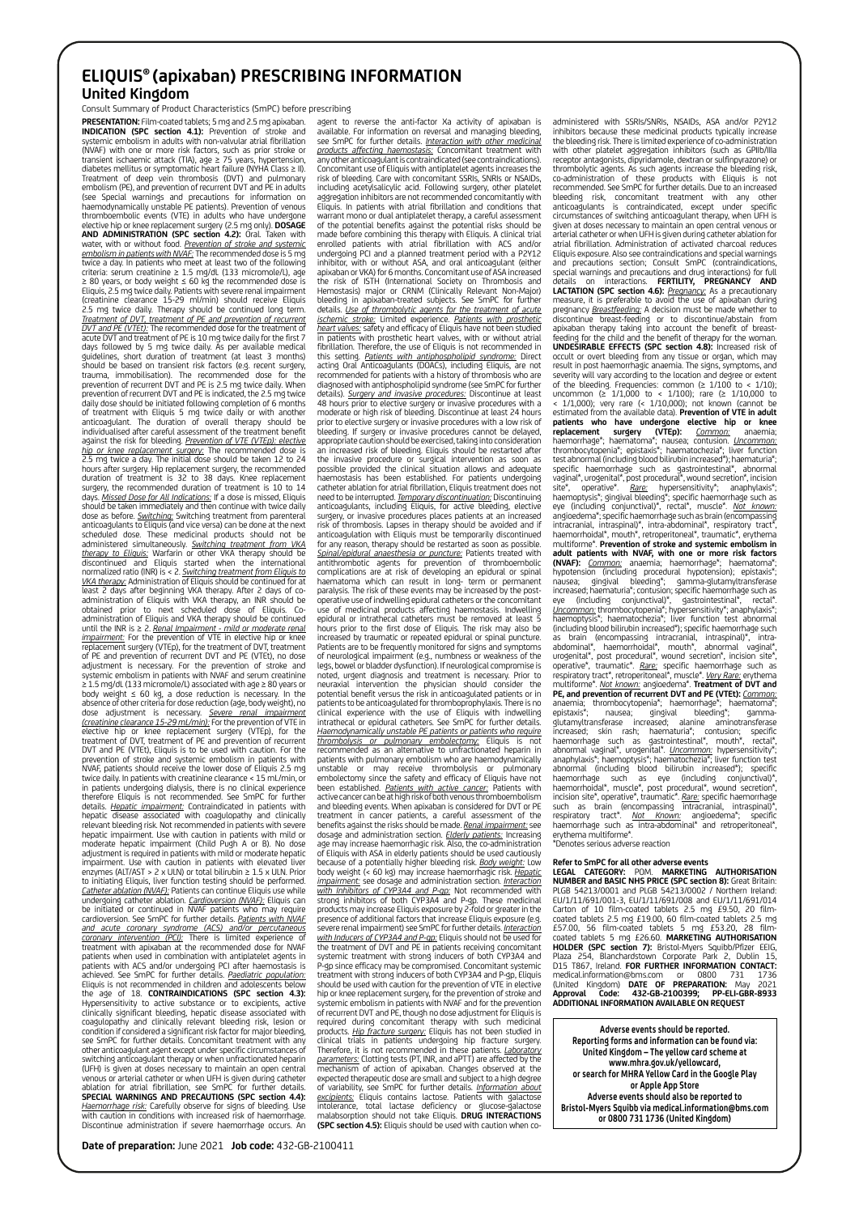# ELIQUIS® (apixaban) PRESCRIBING INFORMATION

## United Kingdom

Consult Summary of Product Characteristics (SmPC) before prescribing

**PRESENTATION:** Film-coated tablets; 5 mg and 2.5 mg apixaban. **INDICATION (SPC section 4.1):** Prevention of stroke and systemic embolism in adults with non-valvular atrial fibrillation (NVAF) with one or more risk factors, such as prior stroke or transient ischaemic attack (TIA), age ≥ 75 years, hypertension, diabetes mellitus or symptomatic heart failure (NYHA Class ≥ II). Treatment of deep vein thrombosis (DVT) and pulmonary embolism (PE), and prevention of recurrent DVT and PE in adults (see Special warnings and precautions for information on haemodynamically unstable PE patients). Prevention of venous thromboembolic events (VTE) in adults who have undergone elective hip or knee replacement surgery (2.5 mg only). **DOSAGE AND ADMINISTRATION (SPC section 4.2):** Oral. Taken with water, with or without food. *Prevention of stroke and systemic embolism in patients with NVAF:* The recommended dose is 5 mg twice a day. In patients who meet at least two of the following criteria: serum creatinine ≥ 1.5 mg/dL (133 micromole/L), age ≥ 80 years, or body weight ≤ 60 kg the recommended dose is Eliquis, 2.5 mg twice daily. Patients with severe renal impairment (creatinine clearance 15-29 ml/min) should receive Eliquis 2.5 mg twice daily. Therapy should be continued long term. *Treatment of DVT, treatment of PE and prevention of recurrent DVT and PE (VTEt):* The recommended dose for the treatment of acute DVT and treatment of PE is 10 mg twice daily for the first 7 days followed by 5 mg twice daily. As per available medical guidelines, short duration of treatment (at least 3 months) should be based on transient risk factors (e.g. recent surgery, trauma, immobilisation). The recommended dose for the prevention of recurrent DVT and PE is 2.5 mg twice daily. When prevention of recurrent DVT and PE is indicated, the 2.5 mg twice daily dose should be initiated following completion of 6 months of treatment with Eliquis 5 mg twice daily or with another anticoagulant. The duration of overall therapy should be individualised after careful assessment of the treatment benefit against the risk for bleeding. *Prevention of VTE (VTEp): elective hip or knee replacement surgery:* The recommended dose is 2.5 mg twice a day. The initial dose should be taken 12 to 24 hours after surgery. Hip replacement surgery, the recommended duration of treatment is 32 to 38 days. Knee replacement surgery, the recommended duration of treatment is 10 to 14 days. *Missed Dose for All Indications:* If a dose is missed, Eliquis should be taken immediately and then continue with twice daily dose as before. *Switching:* Switching treatment from parenteral anticoagulants to Eliquis (and vice versa) can be done at the next scheduled dose. These medicinal products should not be administered simultaneously. *Switching treatment from VKA therapy to Eliquis:* Warfarin or other VKA therapy should be discontinued and Eliquis started when the international normalized ratio (INR) is < 2. *Switching treatment from Eliquis to VKA therapy:* Administration of Eliquis should be continued for at least 2 days after beginning VKA therapy. After 2 days of co-administration of Eliquis with VKA therapy, an INR should be obtained prior to next scheduled dose of Eliquis. Co-administration of Eliquis and VKA therapy should be continued until the INR is ≥ 2. *Renal Impairment - mild or moderate renal impairment:* For the prevention of VTE in elective hip or knee replacement surgery (VTEp), for the treatment of DVT, treatment of PE and prevention of recurrent DVT and PE (VTEt), no dose adjustment is necessary. For the prevention of stroke and systemic embolism in patients with NVAF and serum creatinine ≥ 1.5 mg/dL (133 micromole/L) associated with age ≥ 80 years or body weight ≤ 60 kg, a dose reduction is necessary. In the absence of other criteria for dose reduction (age, body weight), no dose adjustment is necessary. *Severe renal impairment (creatinine clearance 15-29 mL/min):* For the prevention of VTE in elective hip or knee replacement surgery (VTEp), for the treatment of DVT, treatment of PE and prevention of recurrent DVT and PE (VTEt), Eliquis is to be used with caution. For the prevention of stroke and systemic embolism in patients with NVAF, patients should receive the lower dose of Eliquis 2.5 mg twice daily. In patients with creatinine clearance < 15 mL/min, or in patients undergoing dialysis, there is no clinical experience therefore Eliquis is not recommended. See SmPC for further details. *Hepatic impairment:* Contraindicated in patients with hepatic disease associated with coagulopathy and clinically relevant bleeding risk. Not recommended in patients with severe hepatic impairment. Use with caution in patients with mild or moderate hepatic impairment (Child Pugh A or B). No dose adjustment is required in patients with mild or moderate hepatic impairment. Use with caution in patients with elevated liver enzymes (ALT/AST > 2 x ULN) or total bilirubin ≥ 1.5 x ULN. Prior to initiating Eliquis, liver function testing should be performed. *Catheter ablation (NVAF):* Patients can continue Eliquis use while undergoing catheter ablation. *Cardioversion (NVAF):* Eliquis can be initiated or continued in NVAF patients who may require cardioversion. See SmPC for further details. *Patients with NVAF and acute coronary syndrome (ACS) and/or percutaneous coronary intervention (PCI):* There is limited experience of treatment with apixaban at the recommended dose for NVAF patients when used in combination with antiplatelet agents in patients with ACS and/or undergoing PCI after haemostasis is achieved. See SmPC for further details. *Paediatric population:* Eliquis is not recommended in children and adolescents below the age of 18. **CONTRAINDICATIONS (SPC section 4.3):** Hypersensitivity to active substance or to excipients, active clinically significant bleeding, hepatic disease associated with coagulopathy and clinically relevant bleeding risk, lesion or condition if considered a significant risk factor for major bleeding, see SmPC for further details. Concomitant treatment with any other anticoagulant agent except under specific circumstances of switching anticoagulant therapy or when unfractionated heparin (UFH) is given at doses necessary to maintain an open central venous or arterial catheter or when UFH is given during catheter ablation for atrial fibrillation, see SmPC for further details. **SPECIAL WARNINGS AND PRECAUTIONS (SPC section 4.4):** *Haemorrhage risk:* Carefully observe for signs of bleeding. Use with caution in conditions with increased risk of haemorrhage. Discontinue administration if severe haemorrhage occurs. An agent to reverse the anti-factor Xa activity of apixaban is available. For information on reversal and managing bleeding, see SmPC for further details. *Interaction with other medicinal products affecting haemostasis:* Concomitant treatment with any other anticoagulant is contraindicated (see contraindications). Concomitant use of Eliquis with antiplatelet agents increases the risk of bleeding. Care with concomitant SSRIs, SNRIs or NSAIDs, including acetylsalicylic acid. Following surgery, other platelet aggregation inhibitors are not recommended concomitantly with Eliquis. In patients with atrial fibrillation and conditions that warrant mono or dual antiplatelet therapy, a careful assessment of the potential benefits against the potential risks should be made before combining this therapy with Eliquis. A clinical trial enrolled patients with atrial fibrillation with ACS and/or undergoing PCI and a planned treatment period with a P2Y12 inhibitor, with or without ASA, and oral anticoagulant (either apixaban or VKA) for 6 months. Concomitant use of ASA increased the risk of ISTH (International Society on Thrombosis and Hemostasis) major or CRNM (Clinically Relevant Non-Major) bleeding in apixaban-treated subjects. See SmPC for further details. *Use of thrombolytic agents for the treatment of acute ischemic stroke:* Limited experience. *Patients with prosthetic heart valves:* safety and efficacy of Eliquis have not been studied in patients with prosthetic heart valves, with or without atrial fibrillation. Therefore, the use of Eliquis is not recommended in this setting. *Patients with antiphospholipid syndrome:* Direct acting Oral Anticoagulants (DOACs), including Eliquis, are not recommended for patients with a history of thrombosis who are diagnosed with antiphospholipid syndrome (see SmPC for further details). *Surgery and invasive procedures:* Discontinue at least 48 hours prior to elective surgery or invasive procedures with a moderate or high risk of bleeding. Discontinue at least 24 hours prior to elective surgery or invasive procedures with a low risk of bleeding. If surgery or invasive procedures cannot be delayed, appropriate caution should be exercised, taking into consideration an increased risk of bleeding. Eliquis should be restarted after the invasive procedure or surgical intervention as soon as possible provided the clinical situation allows and adequate haemostasis has been established. For patients undergoing catheter ablation for atrial fibrillation, Eliquis treatment does not need to be interrupted. *Temporary discontinuation:* Discontinuing anticoagulants, including Eliquis, for active bleeding, elective surgery, or invasive procedures places patients at an increased risk of thrombosis. Lapses in therapy should be avoided and if anticoagulation with Eliquis must be temporarily discontinued for any reason, therapy should be restarted as soon as possible. *Spinal/epidural anaesthesia or puncture:* Patients treated with antithrombotic agents for prevention of thromboembolic complications are at risk of developing an epidural or spinal haematoma which can result in long- term or permanent paralysis. The risk of these events may be increased by the post-operative use of indwelling epidural catheters or the concomitant use of medicinal products affecting haemostasis. Indwelling epidural or intrathecal catheters must be removed at least 5 hours prior to the first dose of Eliquis. The risk may also be increased by traumatic or repeated epidural or spinal puncture. Patients are to be frequently monitored for signs and symptoms of neurological impairment (e.g., numbness or weakness of the legs, bowel or bladder dysfunction). If neurological compromise is noted, urgent diagnosis and treatment is necessary. Prior to neuraxial intervention the physician should consider the potential benefit versus the risk in anticoagulated patients or in patients to be anticoagulated for thromboprophylaxis. There is no clinical experience with the use of Eliquis with indwelling intrathecal or epidural catheters. See SmPC for further details. *Haemodynamically unstable PE patients or patients who require thrombolysis or pulmonary embolectomy:* Eliquis is not recommended as an alternative to unfractionated heparin in patients with pulmonary embolism who are haemodynamically unstable or may receive thrombolysis or pulmonary embolectomy since the safety and efficacy of Eliquis have not been established. *Patients with active cancer:* Patients with active cancer can be at high risk of both venous thromboembolism and bleeding events. When apixaban is considered for DVT or PE treatment in cancer patients, a careful assessment of the benefits against the risks should be made. *Renal impairment:* see dosage and administration section. *Elderly patients:* Increasing age may increase haemorrhagic risk. Also, the co-administration of Eliquis with ASA in elderly patients should be used cautiously because of a potentially higher bleeding risk. *Body weight:* Low body weight (< 60 kg) may increase haemorrhagic risk. *Hepatic impairment:* see dosage and administration section. *Interaction with Inhibitors of CYP3A4 and P-gp:* Not recommended with strong inhibitors of both CYP3A4 and P-gp. These medicinal products may increase Eliquis exposure by 2-fold or greater in the presence of additional factors that increase Eliquis exposure (e.g. severe renal impairment) see SmPC for further details. *Interaction with Inducers of CYP3A4 and P-gp:* Eliquis should not be used for the treatment of DVT and PE in patients receiving concomitant systemic treatment with strong inducers of both CYP3A4 and P-gp since efficacy may be compromised. Concomitant systemic treatment with strong inducers of both CYP3A4 and P-gp, Eliquis should be used with caution for the prevention of VTE in elective hip or knee replacement surgery, for the prevention of stroke and systemic embolism in patients with NVAF and for the prevention of recurrent DVT and PE, though no dose adjustment for Eliquis is required during concomitant therapy with such medicinal products. *Hip fracture surgery:* Eliquis has not been studied in clinical trials in patients undergoing hip fracture surgery. Therefore, it is not recommended in these patients. *Laboratory parameters:* Clotting tests (PT, INR, and aPTT) are affected by the mechanism of action of apixaban. Changes observed at the expected therapeutic dose are small and subject to a high degree of variability, see SmPC for further details. *Information about excipients:* Eliquis contains lactose. Patients with galactose intolerance, total lactase deficiency or glucose-galactose malabsorption should not take Eliquis. **DRUG INTERACTIONS (SPC section 4.5):** Eliquis should be used with caution when co-administered with SSRIs/SNRIs, NSAIDs, ASA and/or P2Y12 inhibitors because these medicinal products typically increase the bleeding risk. There is limited experience of co-administration with other platelet aggregation inhibitors (such as GPIIb/IIIa receptor antagonists, dipyridamole, dextran or sulfinpyrazone) or thrombolytic agents. As such agents increase the bleeding risk, co-administration of these products with Eliquis is not recommended. See SmPC for further details. Due to an increased bleeding risk, concomitant treatment with any other anticoagulants is contraindicated, except under specific circumstances of switching anticoagulant therapy, when UFH is given at doses necessary to maintain an open central venous or arterial catheter or when UFH is given during catheter ablation for atrial fibrillation. Administration of activated charcoal reduces Eliquis exposure. Also see contraindications and special warnings and precautions section; Consult SmPC (contraindications, special warnings and precautions and drug interactions) for full details on interactions. **FERTILITY, PREGNANCY AND LACTATION (SPC section 4.6):** *Pregnancy:* As a precautionary measure, it is preferable to avoid the use of apixaban during pregnancy *Breastfeeding:* A decision must be made whether to discontinue breast-feeding or to discontinue/abstain from apixaban therapy taking into account the benefit of breast-feeding for the child and the benefit of therapy for the woman. **UNDESIRABLE EFFECTS (SPC section 4.8):** Increased risk of occult or overt bleeding from any tissue or organ, which may result in post haemorrhagic anaemia. The signs, symptoms, and severity will vary according to the location and degree or extent of the bleeding. Frequencies: common (≥ 1/100 to < 1/10); uncommon (≥ 1/1,000 to < 1/100); rare (≥ 1/10,000 to < 1/1,000); very rare (< 1/10,000); not known (cannot be estimated from the available data). **Prevention of VTE in adult patients who have undergone elective hip or knee replacement surgery (VTEp):** *Common:* anaemia; haemorrhage*; haematoma*; nausea; contusion. *Uncommon:* thrombocytopenia*; epistaxis*; haematochezia*; liver function test abnormal (including blood bilirubin increased*); haematuria*; specific haemorrhage such as gastrointestinal*, abnormal vaginal*, urogenital*, post procedural*, wound secretion*, incision site*, operative*. *Rare:* hypersensitivity*; anaphylaxis*; haemoptysis*; gingival bleeding*; specific haemorrhage such as eye (including conjunctival)*, rectal*, muscle*. *Not known:* angioedema*; specific haemorrhage such as brain (encompassing intracranial, intraspinal)*, intra-abdominal*, respiratory tract*, haemorrhoidal*, mouth*, retroperitoneal*, traumatic*, erythema multiforme*. **Prevention of stroke and systemic embolism in adult patients with NVAF, with one or more risk factors (NVAF):** *Common:* anaemia; haemorrhage*; haematoma*; hypotension (including procedural hypotension); epistaxis*; nausea; gingival bleeding*; gamma-glutamyltransferase increased; haematuria*; contusion; specific haemorrhage such as eye (including conjunctival)*, gastrointestinal*, rectal*. *Uncommon:* thrombocytopenia*; hypersensitivity*; anaphylaxis*; haemoptysis*; haematochezia*; liver function test abnormal (including blood bilirubin increased*); specific haemorrhage such as brain (encompassing intracranial, intraspinal)*, intra-abdominal*, haemorrhoidal*, mouth*, abnormal vaginal*, urogenital*, post procedural*, wound secretion*, incision site*, operative*, traumatic*. *Rare:* specific haemorrhage such as respiratory tract*, retroperitoneal*, muscle*. *Very Rare:* erythema multiforme*. *Not known:* angioedema*. **Treatment of DVT and PE, and prevention of recurrent DVT and PE (VTEt):** *Common:* anaemia; thrombocytopenia*; haemorrhage*; haematoma*; epistaxis*; nausea; gingival bleeding*; gamma-glutamyltransferase increased; alanine aminotransferase increased; skin rash; haematuria*; contusion; specific haemorrhage such as gastrointestinal*, mouth*, rectal*, abnormal vaginal*, urogenital*. *Uncommon:* hypersensitivity*; anaphylaxis*; haemoptysis*; haematochezia*; liver function test abnormal (including blood bilirubin increased*); specific haemorrhage such as eye (including conjunctival)*, haemorrhoidal*, muscle*, post procedural*, wound secretion*, incision site*, operative*, traumatic*. *Rare:* specific haemorrhage such as brain (encompassing intracranial, intraspinal)*, respiratory tract*. *Not Known:* angioedema*; specific haemorrhage such as intra-abdominal* and retroperitoneal*, erythema multiforme*.

*Denotes serious adverse reaction

**Refer to SmPC for all other adverse events**

**LEGAL CATEGORY:** POM **MARKETING AUTHORISATION NUMBER and BASIC NHS PRICE (SPC section 8):** Great Britain: PLGB 54213/0001 and PLGB 54213/0002 / Northern Ireland: EU/1/11/691/001-3, EU/1/11/691/008 and EU/1/11/691/014 Carton of 10 film-coated tablets 2.5 mg £9.50, 20 film-coated tablets 2.5 mg £19.00, 60 film-coated tablets 2.5 mg £57.00, 56 film-coated tablets 5 mg £53.20, 28 film-coated tablets 5 mg £26.60. **MARKETING AUTHORISATION HOLDER (SPC section 7):** Bristol-Myers Squibb/Pfizer EEIG, Plaza 254, Blanchardstown Corporate Park 2, Dublin 15, D15 T867, Ireland. **FOR FURTHER INFORMATION CONTACT:** medical.information@bms.com or 0800 731 1736 (United Kingdom) **DATE OF PREPARATION:** May 2021 **Approval Code: 432-GB-2100399; PP-ELI-GBR-8933**
**ADDITIONAL INFORMATION AVAILABLE ON REQUEST**

**Adverse events should be reported.**
**Reporting forms and information can be found via:**
**United Kingdom – The yellow card scheme at**
**www.mhra.gov.uk/yellowcard,**
**or search for MHRA Yellow Card in the Google Play**
**or Apple App Store**
**Adverse events should also be reported to**
**Bristol-Myers Squibb via medical.information@bms.com**
**or 0800 731 1736 (United Kingdom)**

**Date of preparation:** June 2021 **Job code:** 432-GB-2100411